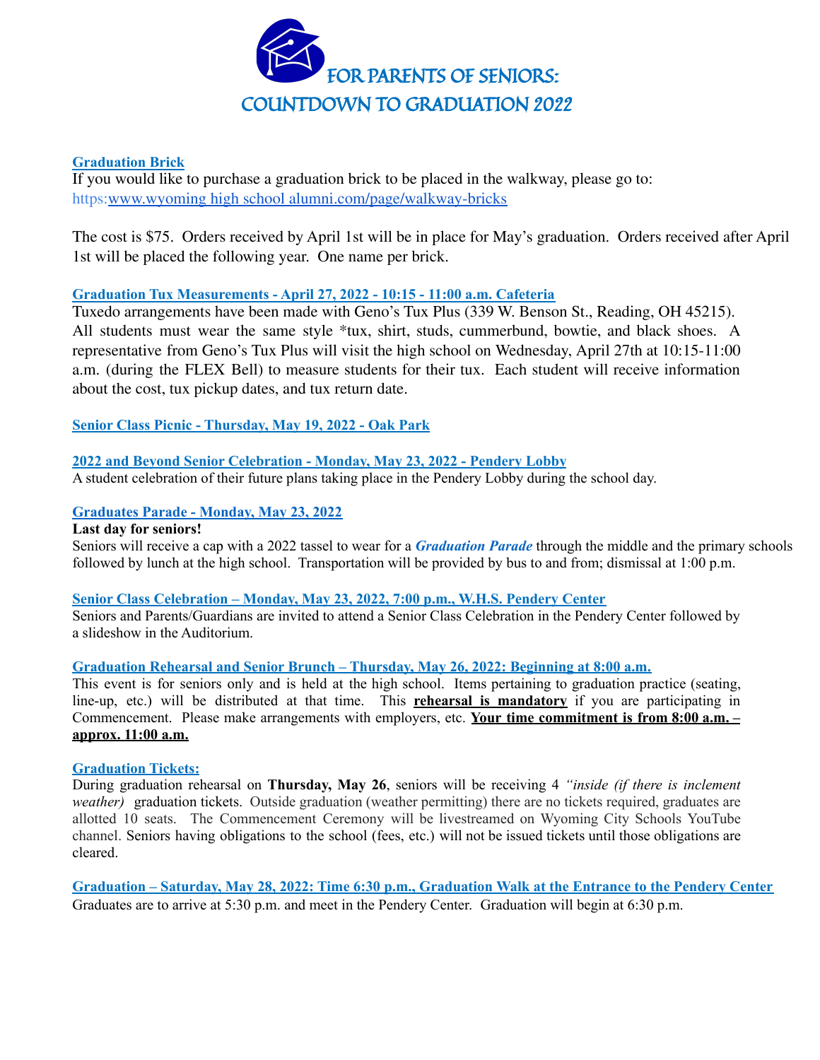# FOR PARENTS OF SENIORS:
# COUNTDOWN TO GRADUATION 2022

**Graduation Brick**

If you would like to purchase a graduation brick to be placed in the walkway, please go to: https:www.wyoming high school alumni.com/page/walkway-bricks

The cost is $75. Orders received by April 1st will be in place for May's graduation. Orders received after April 1st will be placed the following year. One name per brick.

**Graduation Tux Measurements - April 27, 2022 - 10:15 - 11:00 a.m. Cafeteria**

Tuxedo arrangements have been made with Geno's Tux Plus (339 W. Benson St., Reading, OH 45215). All students must wear the same style *tux, shirt, studs, cummerbund, bowtie, and black shoes. A representative from Geno's Tux Plus will visit the high school on Wednesday, April 27th at 10:15-11:00 a.m. (during the FLEX Bell) to measure students for their tux. Each student will receive information about the cost, tux pickup dates, and tux return date.

**Senior Class Picnic - Thursday, May 19, 2022 - Oak Park**

**2022 and Beyond Senior Celebration - Monday, May 23, 2022 - Pendery Lobby**

A student celebration of their future plans taking place in the Pendery Lobby during the school day.

**Graduates Parade - Monday, May 23, 2022**

**Last day for seniors!**

Seniors will receive a cap with a 2022 tassel to wear for a ***Graduation Parade*** through the middle and the primary schools followed by lunch at the high school. Transportation will be provided by bus to and from; dismissal at 1:00 p.m.

**Senior Class Celebration – Monday, May 23, 2022, 7:00 p.m., W.H.S. Pendery Center**

Seniors and Parents/Guardians are invited to attend a Senior Class Celebration in the Pendery Center followed by a slideshow in the Auditorium.

**Graduation Rehearsal and Senior Brunch – Thursday, May 26, 2022: Beginning at 8:00 a.m.**

This event is for seniors only and is held at the high school. Items pertaining to graduation practice (seating, line-up, etc.) will be distributed at that time. This **rehearsal is mandatory** if you are participating in Commencement. Please make arrangements with employers, etc. **Your time commitment is from 8:00 a.m. – approx. 11:00 a.m.**

**Graduation Tickets:**

During graduation rehearsal on **Thursday, May 26**, seniors will be receiving 4 *"inside (if there is inclement weather)* graduation tickets. Outside graduation (weather permitting) there are no tickets required, graduates are allotted 10 seats. The Commencement Ceremony will be livestreamed on Wyoming City Schools YouTube channel. Seniors having obligations to the school (fees, etc.) will not be issued tickets until those obligations are cleared.

**Graduation – Saturday, May 28, 2022: Time 6:30 p.m., Graduation Walk at the Entrance to the Pendery Center**

Graduates are to arrive at 5:30 p.m. and meet in the Pendery Center. Graduation will begin at 6:30 p.m.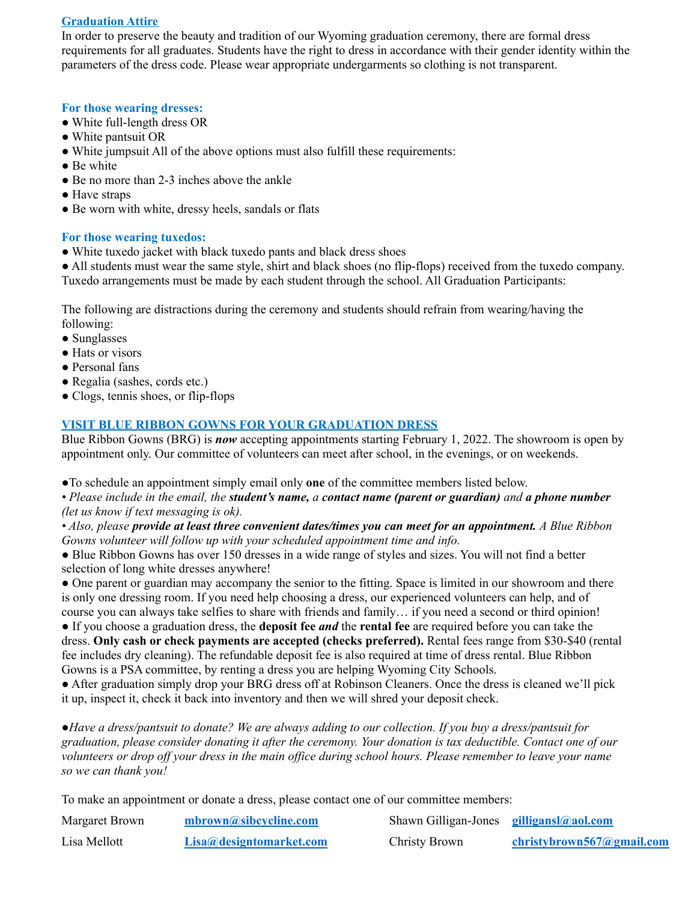## Graduation Attire

In order to preserve the beauty and tradition of our Wyoming graduation ceremony, there are formal dress requirements for all graduates. Students have the right to dress in accordance with their gender identity within the parameters of the dress code. Please wear appropriate undergarments so clothing is not transparent.

### For those wearing dresses:

- White full-length dress OR
- White pantsuit OR
- White jumpsuit All of the above options must also fulfill these requirements:
- Be white
- Be no more than 2-3 inches above the ankle
- Have straps
- Be worn with white, dressy heels, sandals or flats

### For those wearing tuxedos:

- White tuxedo jacket with black tuxedo pants and black dress shoes
- All students must wear the same style, shirt and black shoes (no flip-flops) received from the tuxedo company.

Tuxedo arrangements must be made by each student through the school. All Graduation Participants:

The following are distractions during the ceremony and students should refrain from wearing/having the following:

- Sunglasses
- Hats or visors
- Personal fans
- Regalia (sashes, cords etc.)
- Clogs, tennis shoes, or flip-flops

## VISIT BLUE RIBBON GOWNS FOR YOUR GRADUATION DRESS

Blue Ribbon Gowns (BRG) is ***now*** accepting appointments starting February 1, 2022. The showroom is open by appointment only. Our committee of volunteers can meet after school, in the evenings, or on weekends.

- To schedule an appointment simply email only **one** of the committee members listed below.
- *Please include in the email, the **student's name,** a **contact name (parent or guardian)** and **a phone number** (let us know if text messaging is ok).*
- *Also, please **provide at least three convenient dates/times you can meet for an appointment.** A Blue Ribbon Gowns volunteer will follow up with your scheduled appointment time and info.*
- Blue Ribbon Gowns has over 150 dresses in a wide range of styles and sizes. You will not find a better selection of long white dresses anywhere!
- One parent or guardian may accompany the senior to the fitting. Space is limited in our showroom and there is only one dressing room. If you need help choosing a dress, our experienced volunteers can help, and of course you can always take selfies to share with friends and family… if you need a second or third opinion!
- If you choose a graduation dress, the **deposit fee *and*** the **rental fee** are required before you can take the dress. **Only cash or check payments are accepted (checks preferred).** Rental fees range from $30-$40 (rental fee includes dry cleaning). The refundable deposit fee is also required at time of dress rental. Blue Ribbon Gowns is a PSA committee, by renting a dress you are helping Wyoming City Schools.
- After graduation simply drop your BRG dress off at Robinson Cleaners. Once the dress is cleaned we'll pick it up, inspect it, check it back into inventory and then we will shred your deposit check.

*●Have a dress/pantsuit to donate? We are always adding to our collection. If you buy a dress/pantsuit for graduation, please consider donating it after the ceremony. Your donation is tax deductible. Contact one of our volunteers or drop off your dress in the main office during school hours. Please remember to leave your name so we can thank you!*

To make an appointment or donate a dress, please contact one of our committee members:

| | | | |
|---|---|---|---|
| Margaret Brown | mbrown@sibcycline.com | Shawn Gilligan-Jones | gilligansl@aol.com |
| Lisa Mellott | Lisa@designtomarket.com | Christy Brown | christybrown567@gmail.com |